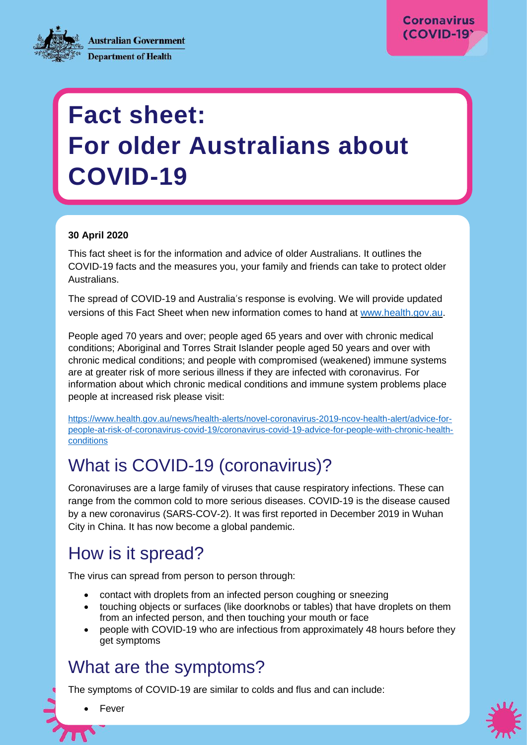Australian Government
Department of Health

Coronavirus (COVID-19)

# Fact sheet: For older Australians about COVID-19

**30 April 2020**

This fact sheet is for the information and advice of older Australians. It outlines the COVID-19 facts and the measures you, your family and friends can take to protect older Australians.

The spread of COVID-19 and Australia's response is evolving. We will provide updated versions of this Fact Sheet when new information comes to hand at [www.health.gov.au](www.health.gov.au).

People aged 70 years and over; people aged 65 years and over with chronic medical conditions; Aboriginal and Torres Strait Islander people aged 50 years and over with chronic medical conditions; and people with compromised (weakened) immune systems are at greater risk of more serious illness if they are infected with coronavirus. For information about which chronic medical conditions and immune system problems place people at increased risk please visit:

https://www.health.gov.au/news/health-alerts/novel-coronavirus-2019-ncov-health-alert/advice-for-people-at-risk-of-coronavirus-covid-19/coronavirus-covid-19-advice-for-people-with-chronic-health-conditions

## What is COVID-19 (coronavirus)?

Coronaviruses are a large family of viruses that cause respiratory infections. These can range from the common cold to more serious diseases. COVID-19 is the disease caused by a new coronavirus (SARS-COV-2). It was first reported in December 2019 in Wuhan City in China. It has now become a global pandemic.

## How is it spread?

The virus can spread from person to person through:

- contact with droplets from an infected person coughing or sneezing
- touching objects or surfaces (like doorknobs or tables) that have droplets on them from an infected person, and then touching your mouth or face
- people with COVID-19 who are infectious from approximately 48 hours before they get symptoms

## What are the symptoms?

The symptoms of COVID-19 are similar to colds and flus and can include:

- Fever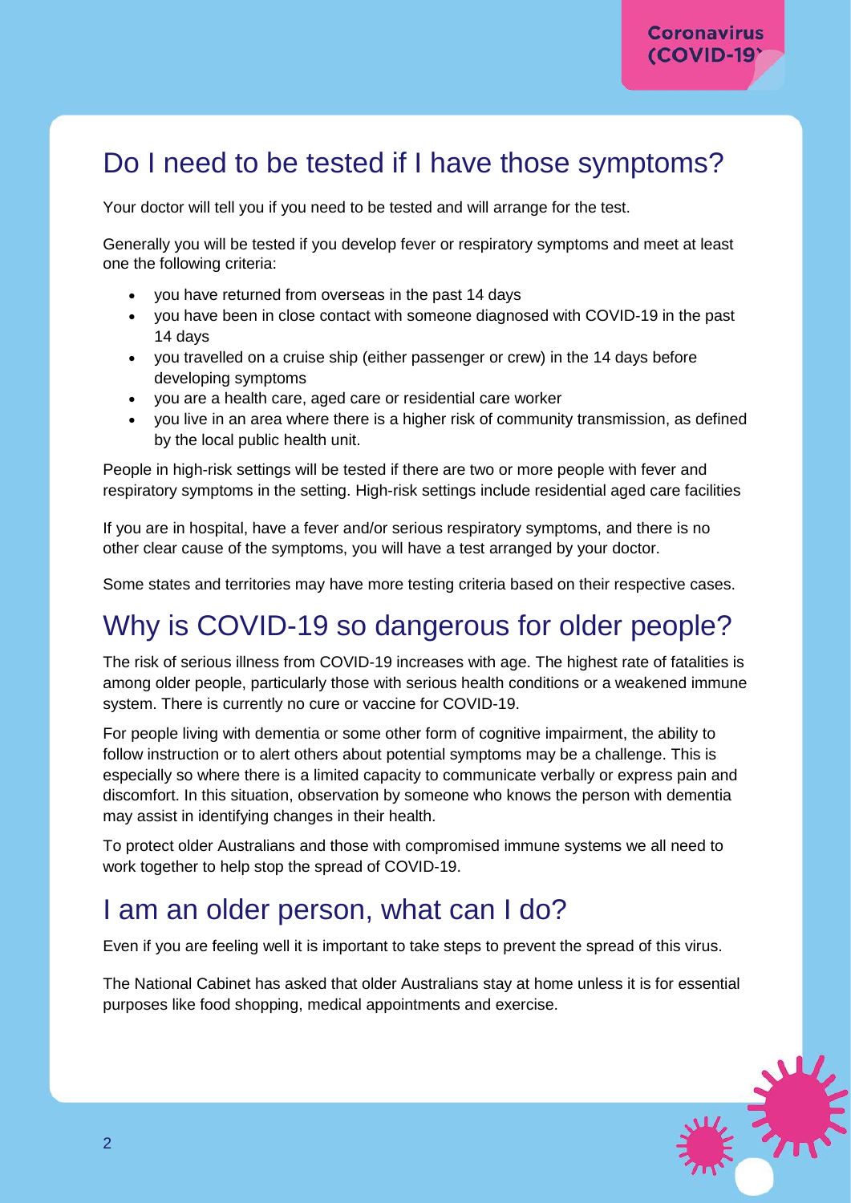## Do I need to be tested if I have those symptoms?

Your doctor will tell you if you need to be tested and will arrange for the test.

Generally you will be tested if you develop fever or respiratory symptoms and meet at least one the following criteria:

- you have returned from overseas in the past 14 days
- you have been in close contact with someone diagnosed with COVID-19 in the past 14 days
- you travelled on a cruise ship (either passenger or crew) in the 14 days before developing symptoms
- you are a health care, aged care or residential care worker
- you live in an area where there is a higher risk of community transmission, as defined by the local public health unit.

People in high-risk settings will be tested if there are two or more people with fever and respiratory symptoms in the setting. High-risk settings include residential aged care facilities

If you are in hospital, have a fever and/or serious respiratory symptoms, and there is no other clear cause of the symptoms, you will have a test arranged by your doctor.

Some states and territories may have more testing criteria based on their respective cases.

## Why is COVID-19 so dangerous for older people?

The risk of serious illness from COVID-19 increases with age. The highest rate of fatalities is among older people, particularly those with serious health conditions or a weakened immune system. There is currently no cure or vaccine for COVID-19.

For people living with dementia or some other form of cognitive impairment, the ability to follow instruction or to alert others about potential symptoms may be a challenge. This is especially so where there is a limited capacity to communicate verbally or express pain and discomfort. In this situation, observation by someone who knows the person with dementia may assist in identifying changes in their health.

To protect older Australians and those with compromised immune systems we all need to work together to help stop the spread of COVID-19.

## I am an older person, what can I do?

Even if you are feeling well it is important to take steps to prevent the spread of this virus.

The National Cabinet has asked that older Australians stay at home unless it is for essential purposes like food shopping, medical appointments and exercise.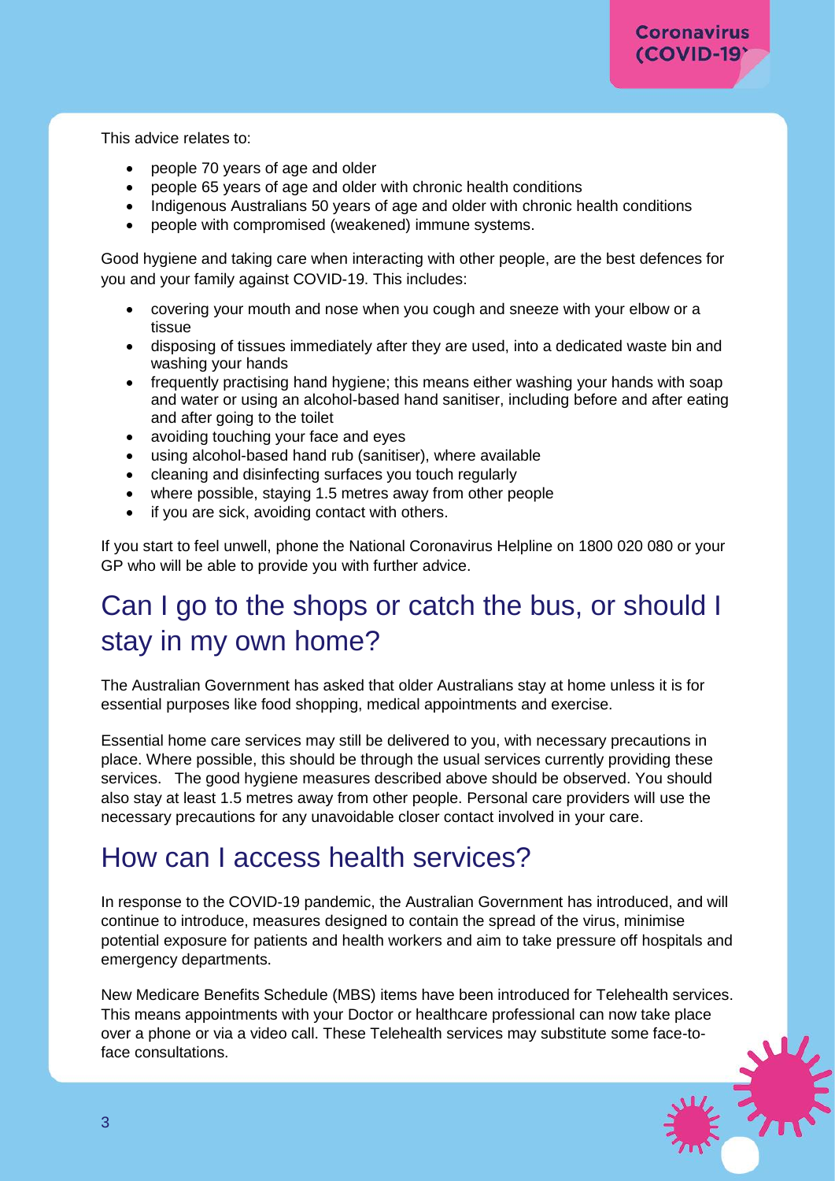This advice relates to:

- people 70 years of age and older
- people 65 years of age and older with chronic health conditions
- Indigenous Australians 50 years of age and older with chronic health conditions
- people with compromised (weakened) immune systems.

Good hygiene and taking care when interacting with other people, are the best defences for you and your family against COVID-19. This includes:

- covering your mouth and nose when you cough and sneeze with your elbow or a tissue
- disposing of tissues immediately after they are used, into a dedicated waste bin and washing your hands
- frequently practising hand hygiene; this means either washing your hands with soap and water or using an alcohol-based hand sanitiser, including before and after eating and after going to the toilet
- avoiding touching your face and eyes
- using alcohol-based hand rub (sanitiser), where available
- cleaning and disinfecting surfaces you touch regularly
- where possible, staying 1.5 metres away from other people
- if you are sick, avoiding contact with others.

If you start to feel unwell, phone the National Coronavirus Helpline on 1800 020 080 or your GP who will be able to provide you with further advice.

# Can I go to the shops or catch the bus, or should I stay in my own home?

The Australian Government has asked that older Australians stay at home unless it is for essential purposes like food shopping, medical appointments and exercise.

Essential home care services may still be delivered to you, with necessary precautions in place. Where possible, this should be through the usual services currently providing these services. The good hygiene measures described above should be observed. You should also stay at least 1.5 metres away from other people. Personal care providers will use the necessary precautions for any unavoidable closer contact involved in your care.

# How can I access health services?

In response to the COVID-19 pandemic, the Australian Government has introduced, and will continue to introduce, measures designed to contain the spread of the virus, minimise potential exposure for patients and health workers and aim to take pressure off hospitals and emergency departments.

New Medicare Benefits Schedule (MBS) items have been introduced for Telehealth services. This means appointments with your Doctor or healthcare professional can now take place over a phone or via a video call. These Telehealth services may substitute some face-to-face consultations.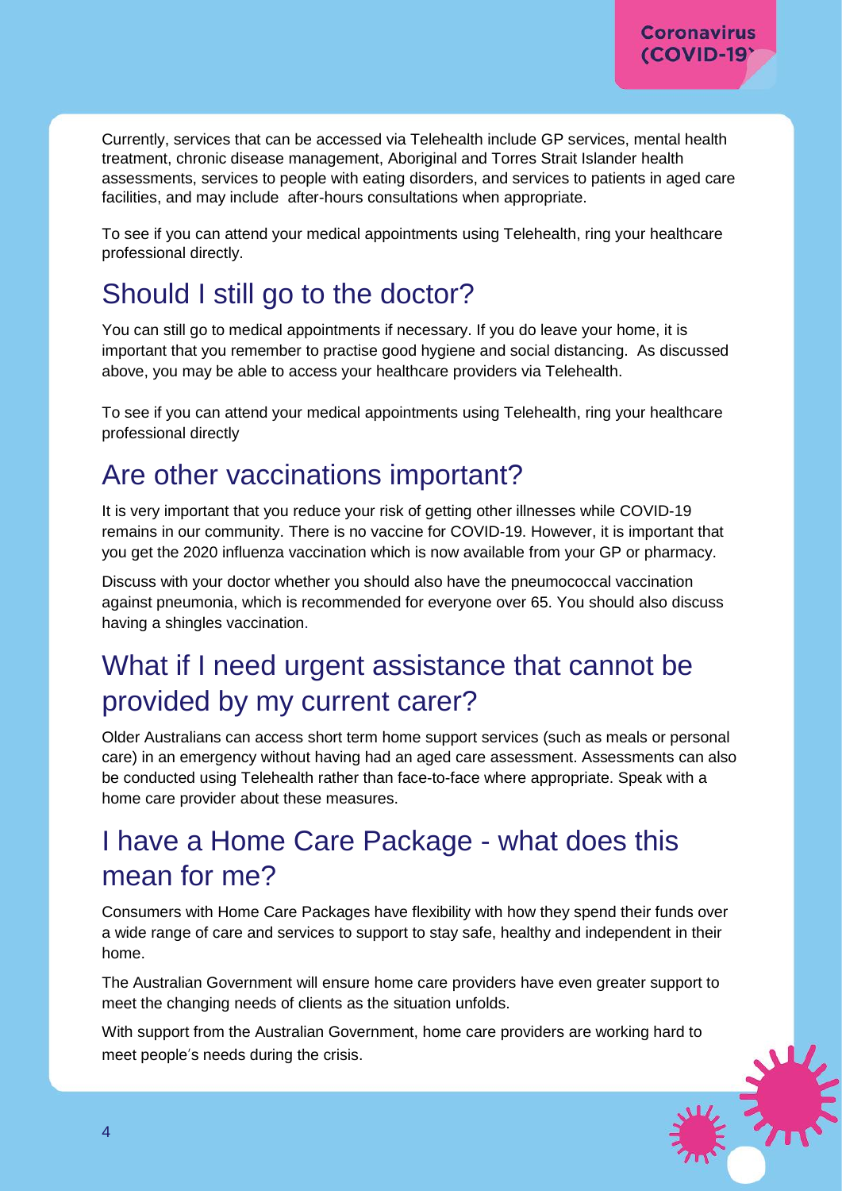Currently, services that can be accessed via Telehealth include GP services, mental health treatment, chronic disease management, Aboriginal and Torres Strait Islander health assessments, services to people with eating disorders, and services to patients in aged care facilities, and may include after-hours consultations when appropriate.

To see if you can attend your medical appointments using Telehealth, ring your healthcare professional directly.

## Should I still go to the doctor?

You can still go to medical appointments if necessary. If you do leave your home, it is important that you remember to practise good hygiene and social distancing. As discussed above, you may be able to access your healthcare providers via Telehealth.

To see if you can attend your medical appointments using Telehealth, ring your healthcare professional directly

## Are other vaccinations important?

It is very important that you reduce your risk of getting other illnesses while COVID-19 remains in our community. There is no vaccine for COVID-19. However, it is important that you get the 2020 influenza vaccination which is now available from your GP or pharmacy.

Discuss with your doctor whether you should also have the pneumococcal vaccination against pneumonia, which is recommended for everyone over 65. You should also discuss having a shingles vaccination.

## What if I need urgent assistance that cannot be provided by my current carer?

Older Australians can access short term home support services (such as meals or personal care) in an emergency without having had an aged care assessment. Assessments can also be conducted using Telehealth rather than face-to-face where appropriate. Speak with a home care provider about these measures.

## I have a Home Care Package - what does this mean for me?

Consumers with Home Care Packages have flexibility with how they spend their funds over a wide range of care and services to support to stay safe, healthy and independent in their home.

The Australian Government will ensure home care providers have even greater support to meet the changing needs of clients as the situation unfolds.

With support from the Australian Government, home care providers are working hard to meet people's needs during the crisis.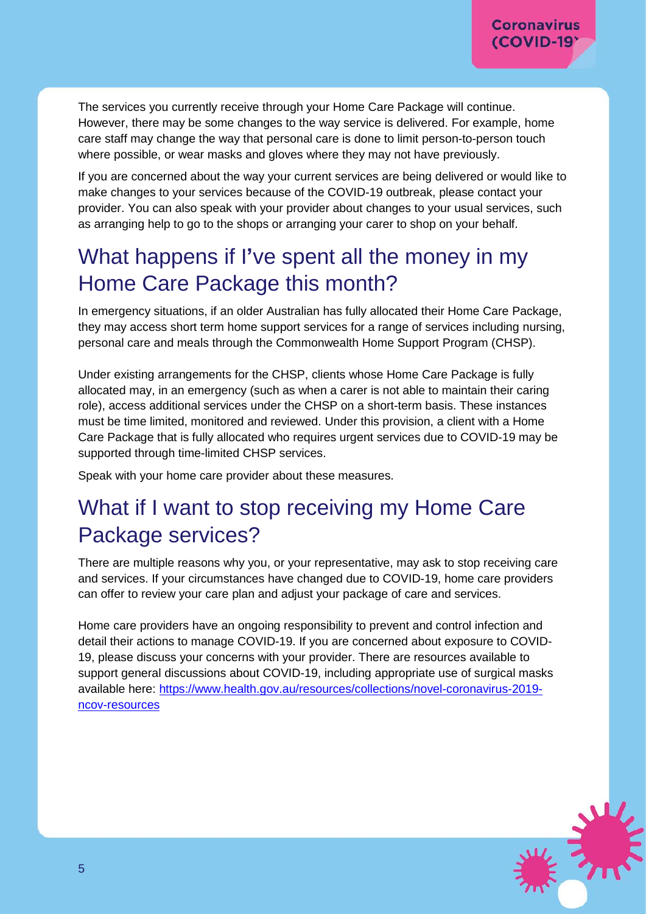The services you currently receive through your Home Care Package will continue. However, there may be some changes to the way service is delivered. For example, home care staff may change the way that personal care is done to limit person-to-person touch where possible, or wear masks and gloves where they may not have previously.

If you are concerned about the way your current services are being delivered or would like to make changes to your services because of the COVID-19 outbreak, please contact your provider. You can also speak with your provider about changes to your usual services, such as arranging help to go to the shops or arranging your carer to shop on your behalf.

## What happens if I've spent all the money in my Home Care Package this month?

In emergency situations, if an older Australian has fully allocated their Home Care Package, they may access short term home support services for a range of services including nursing, personal care and meals through the Commonwealth Home Support Program (CHSP).

Under existing arrangements for the CHSP, clients whose Home Care Package is fully allocated may, in an emergency (such as when a carer is not able to maintain their caring role), access additional services under the CHSP on a short-term basis. These instances must be time limited, monitored and reviewed. Under this provision, a client with a Home Care Package that is fully allocated who requires urgent services due to COVID-19 may be supported through time-limited CHSP services.

Speak with your home care provider about these measures.

## What if I want to stop receiving my Home Care Package services?

There are multiple reasons why you, or your representative, may ask to stop receiving care and services. If your circumstances have changed due to COVID-19, home care providers can offer to review your care plan and adjust your package of care and services.

Home care providers have an ongoing responsibility to prevent and control infection and detail their actions to manage COVID-19. If you are concerned about exposure to COVID-19, please discuss your concerns with your provider. There are resources available to support general discussions about COVID-19, including appropriate use of surgical masks available here: [https://www.health.gov.au/resources/collections/novel-coronavirus-2019-ncov-resources](https://www.health.gov.au/resources/collections/novel-coronavirus-2019-ncov-resources)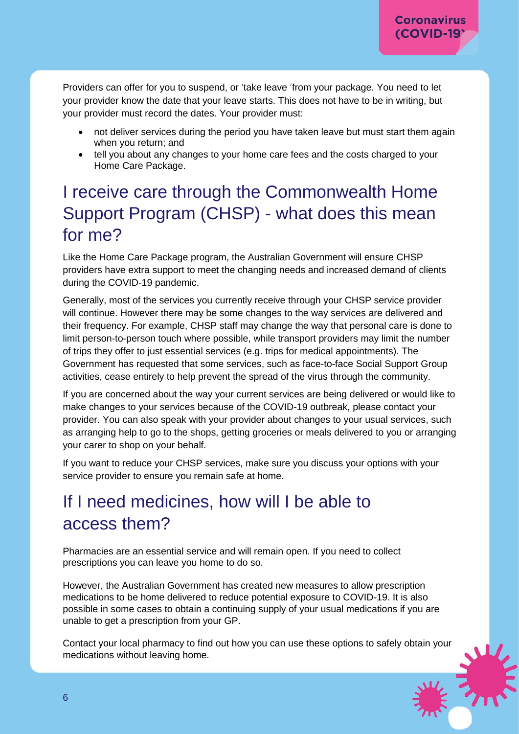Providers can offer for you to suspend, or 'take leave 'from your package. You need to let your provider know the date that your leave starts. This does not have to be in writing, but your provider must record the dates. Your provider must:

- not deliver services during the period you have taken leave but must start them again when you return; and
- tell you about any changes to your home care fees and the costs charged to your Home Care Package.

## I receive care through the Commonwealth Home Support Program (CHSP) - what does this mean for me?

Like the Home Care Package program, the Australian Government will ensure CHSP providers have extra support to meet the changing needs and increased demand of clients during the COVID-19 pandemic.

Generally, most of the services you currently receive through your CHSP service provider will continue. However there may be some changes to the way services are delivered and their frequency. For example, CHSP staff may change the way that personal care is done to limit person-to-person touch where possible, while transport providers may limit the number of trips they offer to just essential services (e.g. trips for medical appointments). The Government has requested that some services, such as face-to-face Social Support Group activities, cease entirely to help prevent the spread of the virus through the community.

If you are concerned about the way your current services are being delivered or would like to make changes to your services because of the COVID-19 outbreak, please contact your provider. You can also speak with your provider about changes to your usual services, such as arranging help to go to the shops, getting groceries or meals delivered to you or arranging your carer to shop on your behalf.

If you want to reduce your CHSP services, make sure you discuss your options with your service provider to ensure you remain safe at home.

## If I need medicines, how will I be able to access them?

Pharmacies are an essential service and will remain open. If you need to collect prescriptions you can leave you home to do so.

However, the Australian Government has created new measures to allow prescription medications to be home delivered to reduce potential exposure to COVID-19. It is also possible in some cases to obtain a continuing supply of your usual medications if you are unable to get a prescription from your GP.

Contact your local pharmacy to find out how you can use these options to safely obtain your medications without leaving home.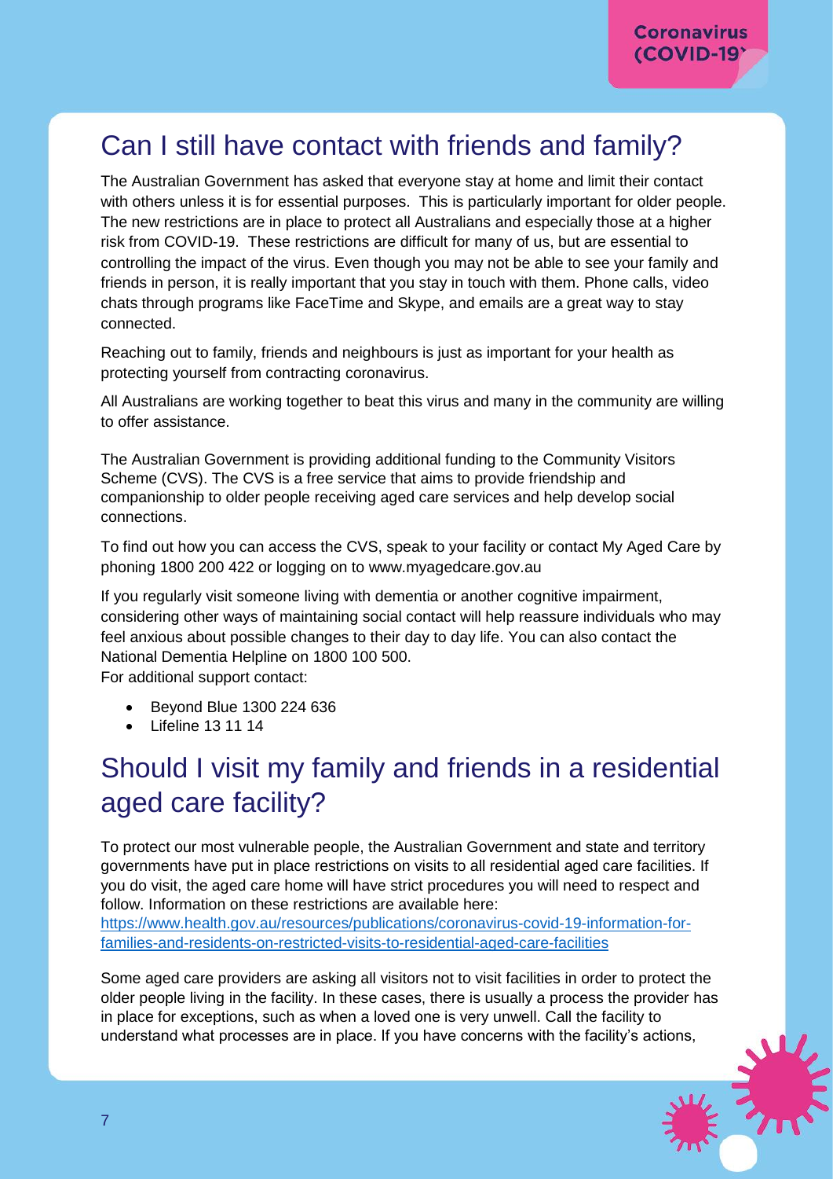## Can I still have contact with friends and family?

The Australian Government has asked that everyone stay at home and limit their contact with others unless it is for essential purposes. This is particularly important for older people. The new restrictions are in place to protect all Australians and especially those at a higher risk from COVID-19. These restrictions are difficult for many of us, but are essential to controlling the impact of the virus. Even though you may not be able to see your family and friends in person, it is really important that you stay in touch with them. Phone calls, video chats through programs like FaceTime and Skype, and emails are a great way to stay connected.

Reaching out to family, friends and neighbours is just as important for your health as protecting yourself from contracting coronavirus.

All Australians are working together to beat this virus and many in the community are willing to offer assistance.

The Australian Government is providing additional funding to the Community Visitors Scheme (CVS). The CVS is a free service that aims to provide friendship and companionship to older people receiving aged care services and help develop social connections.

To find out how you can access the CVS, speak to your facility or contact My Aged Care by phoning 1800 200 422 or logging on to www.myagedcare.gov.au

If you regularly visit someone living with dementia or another cognitive impairment, considering other ways of maintaining social contact will help reassure individuals who may feel anxious about possible changes to their day to day life. You can also contact the National Dementia Helpline on 1800 100 500.
For additional support contact:

- Beyond Blue 1300 224 636
- Lifeline 13 11 14

## Should I visit my family and friends in a residential aged care facility?

To protect our most vulnerable people, the Australian Government and state and territory governments have put in place restrictions on visits to all residential aged care facilities. If you do visit, the aged care home will have strict procedures you will need to respect and follow. Information on these restrictions are available here:
[https://www.health.gov.au/resources/publications/coronavirus-covid-19-information-for-families-and-residents-on-restricted-visits-to-residential-aged-care-facilities](https://www.health.gov.au/resources/publications/coronavirus-covid-19-information-for-families-and-residents-on-restricted-visits-to-residential-aged-care-facilities)

Some aged care providers are asking all visitors not to visit facilities in order to protect the older people living in the facility. In these cases, there is usually a process the provider has in place for exceptions, such as when a loved one is very unwell. Call the facility to understand what processes are in place. If you have concerns with the facility's actions,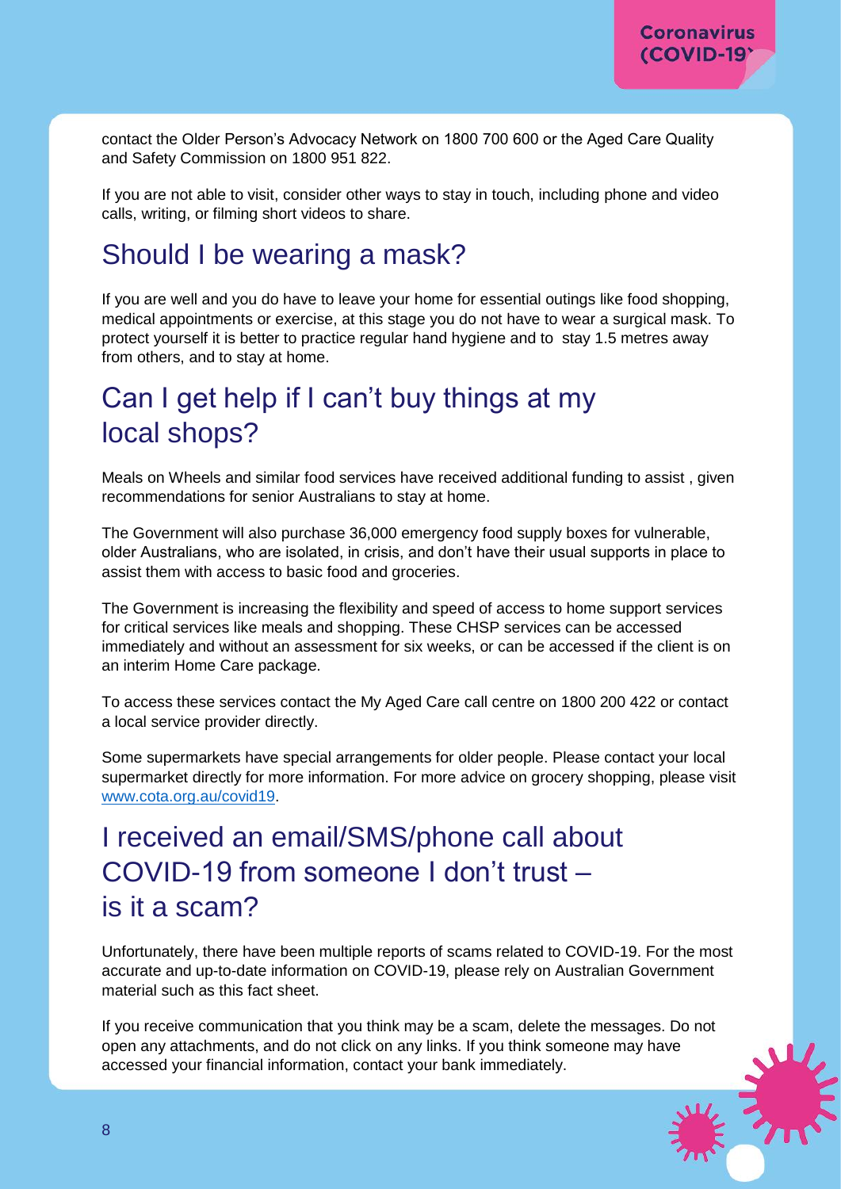contact the Older Person's Advocacy Network on 1800 700 600 or the Aged Care Quality and Safety Commission on 1800 951 822.

If you are not able to visit, consider other ways to stay in touch, including phone and video calls, writing, or filming short videos to share.

## Should I be wearing a mask?

If you are well and you do have to leave your home for essential outings like food shopping, medical appointments or exercise, at this stage you do not have to wear a surgical mask. To protect yourself it is better to practice regular hand hygiene and to stay 1.5 metres away from others, and to stay at home.

## Can I get help if I can't buy things at my local shops?

Meals on Wheels and similar food services have received additional funding to assist , given recommendations for senior Australians to stay at home.

The Government will also purchase 36,000 emergency food supply boxes for vulnerable, older Australians, who are isolated, in crisis, and don't have their usual supports in place to assist them with access to basic food and groceries.

The Government is increasing the flexibility and speed of access to home support services for critical services like meals and shopping. These CHSP services can be accessed immediately and without an assessment for six weeks, or can be accessed if the client is on an interim Home Care package.

To access these services contact the My Aged Care call centre on 1800 200 422 or contact a local service provider directly.

Some supermarkets have special arrangements for older people. Please contact your local supermarket directly for more information. For more advice on grocery shopping, please visit [www.cota.org.au/covid19](http://www.cota.org.au/covid19).

## I received an email/SMS/phone call about COVID-19 from someone I don't trust – is it a scam?

Unfortunately, there have been multiple reports of scams related to COVID-19. For the most accurate and up-to-date information on COVID-19, please rely on Australian Government material such as this fact sheet.

If you receive communication that you think may be a scam, delete the messages. Do not open any attachments, and do not click on any links. If you think someone may have accessed your financial information, contact your bank immediately.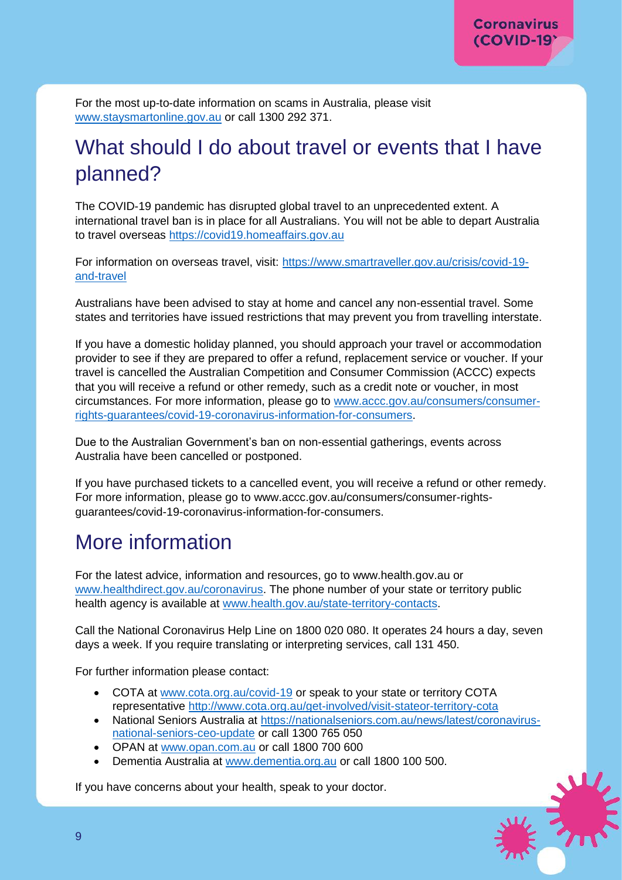For the most up-to-date information on scams in Australia, please visit www.staysmartonline.gov.au or call 1300 292 371.

## What should I do about travel or events that I have planned?

The COVID-19 pandemic has disrupted global travel to an unprecedented extent. A international travel ban is in place for all Australians. You will not be able to depart Australia to travel overseas https://covid19.homeaffairs.gov.au

For information on overseas travel, visit: https://www.smartraveller.gov.au/crisis/covid-19-and-travel

Australians have been advised to stay at home and cancel any non-essential travel. Some states and territories have issued restrictions that may prevent you from travelling interstate.

If you have a domestic holiday planned, you should approach your travel or accommodation provider to see if they are prepared to offer a refund, replacement service or voucher. If your travel is cancelled the Australian Competition and Consumer Commission (ACCC) expects that you will receive a refund or other remedy, such as a credit note or voucher, in most circumstances. For more information, please go to www.accc.gov.au/consumers/consumer-rights-guarantees/covid-19-coronavirus-information-for-consumers.

Due to the Australian Government's ban on non-essential gatherings, events across Australia have been cancelled or postponed.

If you have purchased tickets to a cancelled event, you will receive a refund or other remedy. For more information, please go to www.accc.gov.au/consumers/consumer-rights-guarantees/covid-19-coronavirus-information-for-consumers.

## More information

For the latest advice, information and resources, go to www.health.gov.au or www.healthdirect.gov.au/coronavirus. The phone number of your state or territory public health agency is available at www.health.gov.au/state-territory-contacts.

Call the National Coronavirus Help Line on 1800 020 080. It operates 24 hours a day, seven days a week. If you require translating or interpreting services, call 131 450.

For further information please contact:

- COTA at www.cota.org.au/covid-19 or speak to your state or territory COTA representative http://www.cota.org.au/get-involved/visit-stateor-territory-cota
- National Seniors Australia at https://nationalseniors.com.au/news/latest/coronavirus-national-seniors-ceo-update or call 1300 765 050
- OPAN at www.opan.com.au or call 1800 700 600
- Dementia Australia at www.dementia.org.au or call 1800 100 500.

If you have concerns about your health, speak to your doctor.